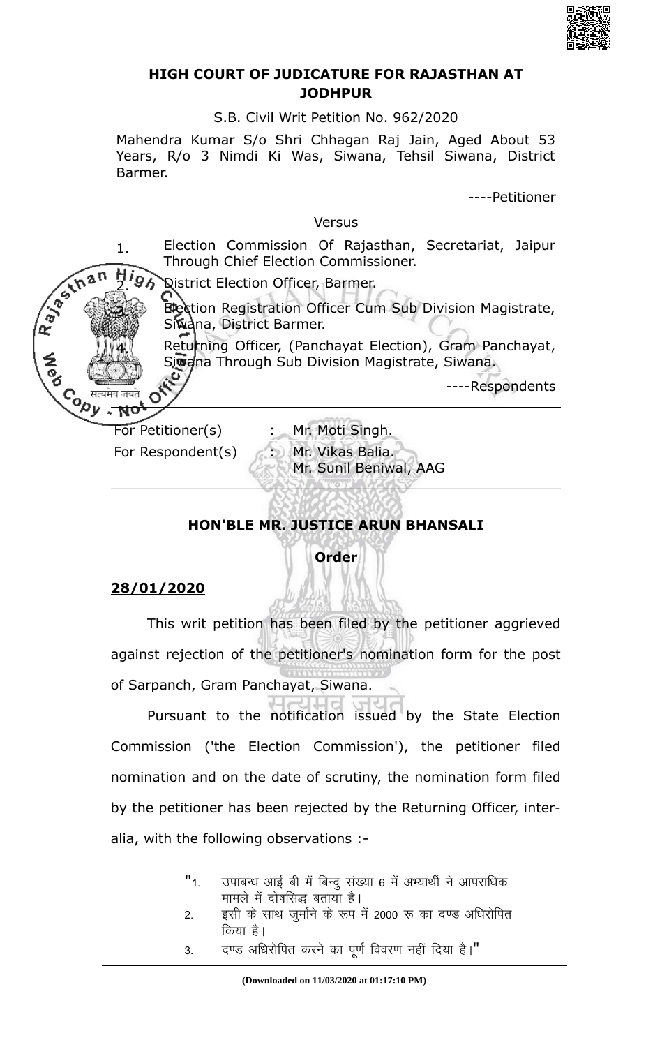## HIGH COURT OF JUDICATURE FOR RAJASTHAN AT JODHPUR

S.B. Civil Writ Petition No. 962/2020

Mahendra Kumar S/o Shri Chhagan Raj Jain, Aged About 53 Years, R/o 3 Nimdi Ki Was, Siwana, Tehsil Siwana, District Barmer.

----Petitioner

Versus

1. Election Commission Of Rajasthan, Secretariat, Jaipur Through Chief Election Commissioner.
2. District Election Officer, Barmer.
3. Election Registration Officer Cum Sub Division Magistrate, Siwana, District Barmer.
4. Returning Officer, (Panchayat Election), Gram Panchayat, Siwana Through Sub Division Magistrate, Siwana.

----Respondents

For Petitioner(s) : Mr. Moti Singh.

For Respondent(s) : Mr. Vikas Balia.
Mr. Sunil Beniwal, AAG

### HON'BLE MR. JUSTICE ARUN BHANSALI

**Order**

**28/01/2020**

This writ petition has been filed by the petitioner aggrieved against rejection of the petitioner's nomination form for the post of Sarpanch, Gram Panchayat, Siwana.

Pursuant to the notification issued by the State Election Commission ('the Election Commission'), the petitioner filed nomination and on the date of scrutiny, the nomination form filed by the petitioner has been rejected by the Returning Officer, inter-alia, with the following observations :-

> "1. उपाबन्ध आई बी में बिन्दु संख्या 6 में अभ्यार्थी ने आपराधिक मामले में दोषसिद्ध बताया है।
> 2. इसी के साथ जुर्माने के रूप में 2000 रू का दण्ड अधिरोपित किया है।
> 3. दण्ड अधिरोपित करने का पूर्ण विवरण नहीं दिया है।"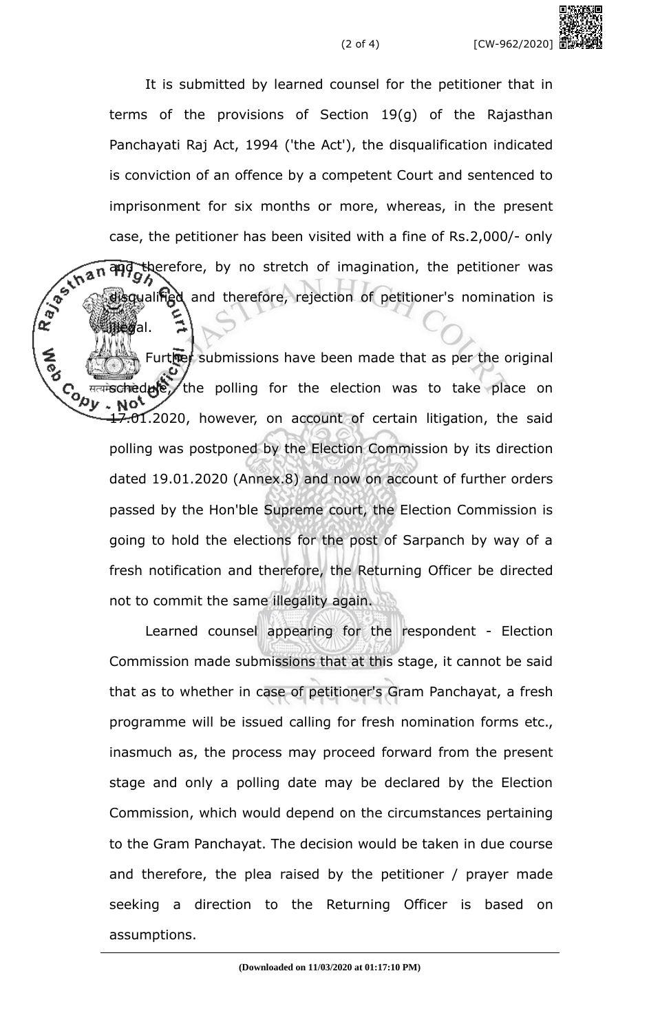It is submitted by learned counsel for the petitioner that in terms of the provisions of Section 19(g) of the Rajasthan Panchayati Raj Act, 1994 ('the Act'), the disqualification indicated is conviction of an offence by a competent Court and sentenced to imprisonment for six months or more, whereas, in the present case, the petitioner has been visited with a fine of Rs.2,000/- only and therefore, by no stretch of imagination, the petitioner was disqualified and therefore, rejection of petitioner's nomination is illegal.

Further submissions have been made that as per the original schedule, the polling for the election was to take place on 17.01.2020, however, on account of certain litigation, the said polling was postponed by the Election Commission by its direction dated 19.01.2020 (Annex.8) and now on account of further orders passed by the Hon'ble Supreme court, the Election Commission is going to hold the elections for the post of Sarpanch by way of a fresh notification and therefore, the Returning Officer be directed not to commit the same illegality again.

Learned counsel appearing for the respondent - Election Commission made submissions that at this stage, it cannot be said that as to whether in case of petitioner's Gram Panchayat, a fresh programme will be issued calling for fresh nomination forms etc., inasmuch as, the process may proceed forward from the present stage and only a polling date may be declared by the Election Commission, which would depend on the circumstances pertaining to the Gram Panchayat. The decision would be taken in due course and therefore, the plea raised by the petitioner / prayer made seeking a direction to the Returning Officer is based on assumptions.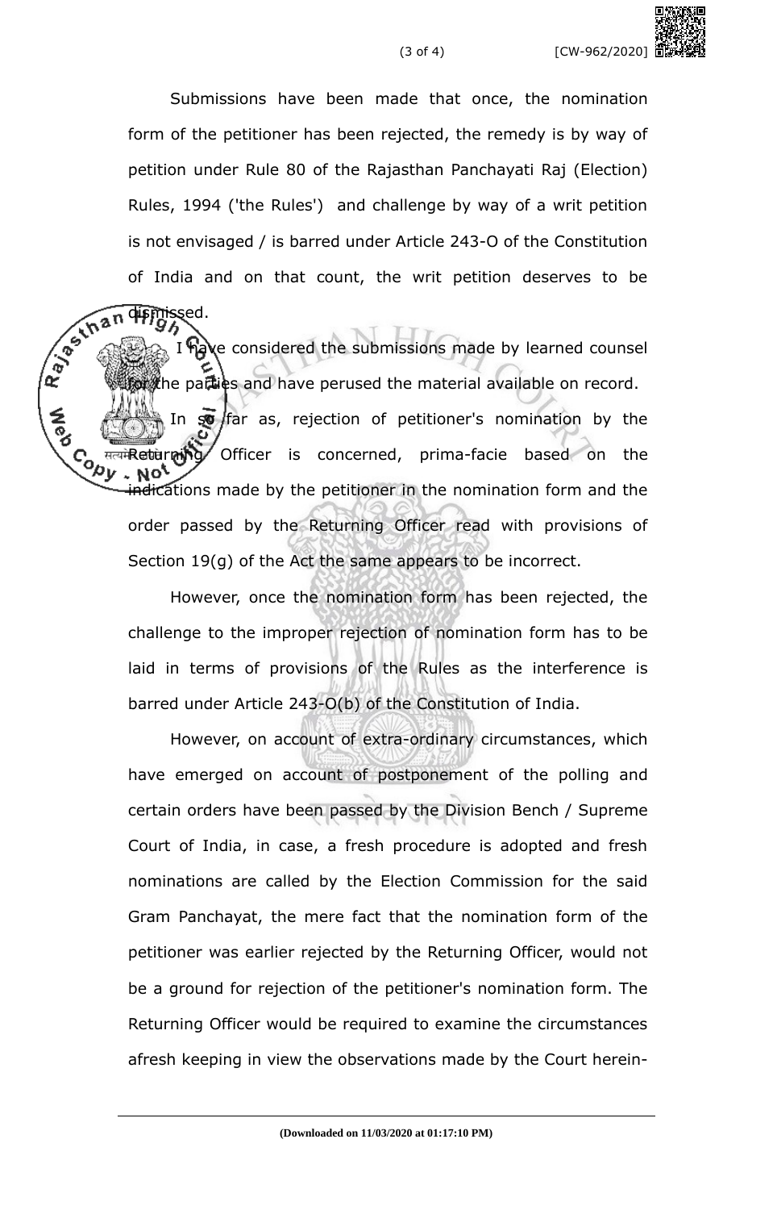Submissions have been made that once, the nomination form of the petitioner has been rejected, the remedy is by way of petition under Rule 80 of the Rajasthan Panchayati Raj (Election) Rules, 1994 ('the Rules') and challenge by way of a writ petition is not envisaged / is barred under Article 243-O of the Constitution of India and on that count, the writ petition deserves to be dismissed.

I have considered the submissions made by learned counsel for the parties and have perused the material available on record.

In so far as, rejection of petitioner's nomination by the Returning Officer is concerned, prima-facie based on the indications made by the petitioner in the nomination form and the order passed by the Returning Officer read with provisions of Section 19(g) of the Act the same appears to be incorrect.

However, once the nomination form has been rejected, the challenge to the improper rejection of nomination form has to be laid in terms of provisions of the Rules as the interference is barred under Article 243-O(b) of the Constitution of India.

However, on account of extra-ordinary circumstances, which have emerged on account of postponement of the polling and certain orders have been passed by the Division Bench / Supreme Court of India, in case, a fresh procedure is adopted and fresh nominations are called by the Election Commission for the said Gram Panchayat, the mere fact that the nomination form of the petitioner was earlier rejected by the Returning Officer, would not be a ground for rejection of the petitioner's nomination form. The Returning Officer would be required to examine the circumstances afresh keeping in view the observations made by the Court herein-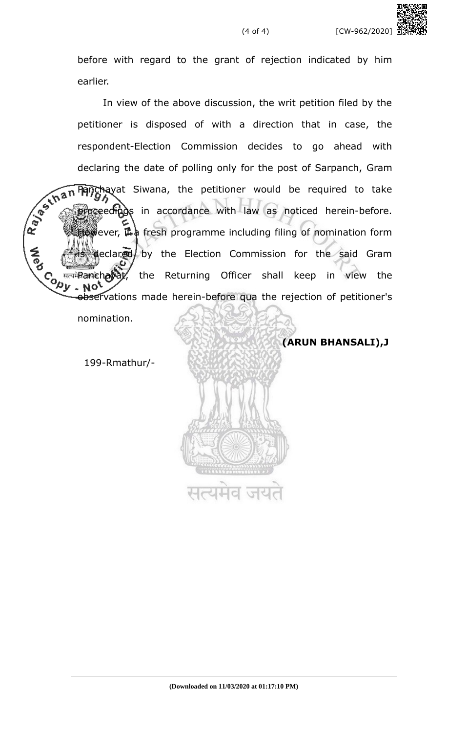before with regard to the grant of rejection indicated by him earlier.

In view of the above discussion, the writ petition filed by the petitioner is disposed of with a direction that in case, the respondent-Election Commission decides to go ahead with declaring the date of polling only for the post of Sarpanch, Gram Panchayat Siwana, the petitioner would be required to take proceedings in accordance with law as noticed herein-before. However, if a fresh programme including filing of nomination form is declared by the Election Commission for the said Gram Panchayat, the Returning Officer shall keep in view the observations made herein-before qua the rejection of petitioner's nomination.

**(ARUN BHANSALI),J**

199-Rmathur/-